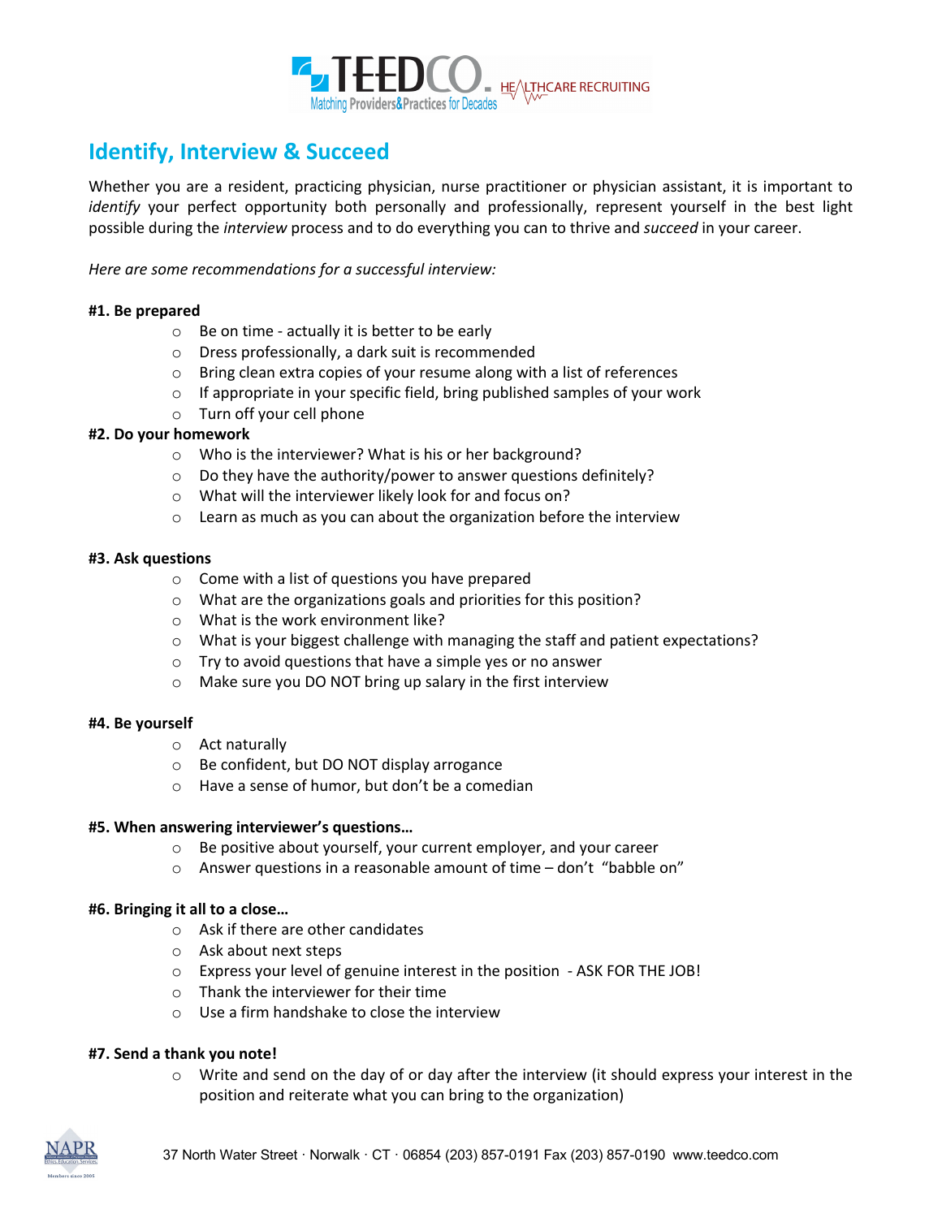TEEDCO. Matching Providers&Practices for Decades — HEALTHCARE RECRUITING

# Identify, Interview & Succeed

Whether you are a resident, practicing physician, nurse practitioner or physician assistant, it is important to *identify* your perfect opportunity both personally and professionally, represent yourself in the best light possible during the *interview* process and to do everything you can to thrive and *succeed* in your career.

*Here are some recommendations for a successful interview:*

**#1. Be prepared**

- Be on time - actually it is better to be early
- Dress professionally, a dark suit is recommended
- Bring clean extra copies of your resume along with a list of references
- If appropriate in your specific field, bring published samples of your work
- Turn off your cell phone

**#2. Do your homework**

- Who is the interviewer? What is his or her background?
- Do they have the authority/power to answer questions definitely?
- What will the interviewer likely look for and focus on?
- Learn as much as you can about the organization before the interview

**#3. Ask questions**

- Come with a list of questions you have prepared
- What are the organizations goals and priorities for this position?
- What is the work environment like?
- What is your biggest challenge with managing the staff and patient expectations?
- Try to avoid questions that have a simple yes or no answer
- Make sure you DO NOT bring up salary in the first interview

**#4. Be yourself**

- Act naturally
- Be confident, but DO NOT display arrogance
- Have a sense of humor, but don't be a comedian

**#5. When answering interviewer's questions…**

- Be positive about yourself, your current employer, and your career
- Answer questions in a reasonable amount of time – don't "babble on"

**#6. Bringing it all to a close…**

- Ask if there are other candidates
- Ask about next steps
- Express your level of genuine interest in the position - ASK FOR THE JOB!
- Thank the interviewer for their time
- Use a firm handshake to close the interview

**#7. Send a thank you note!**

- Write and send on the day of or day after the interview (it should express your interest in the position and reiterate what you can bring to the organization)

37 North Water Street · Norwalk · CT · 06854 (203) 857-0191 Fax (203) 857-0190 www.teedco.com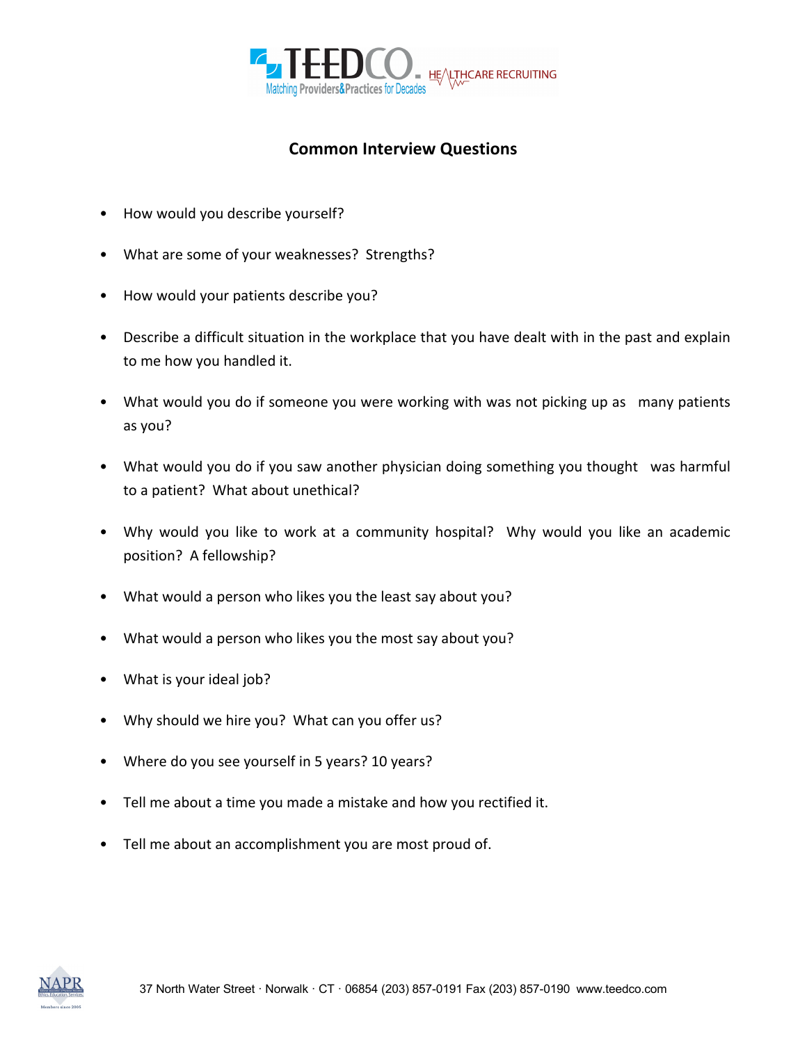# Common Interview Questions

- How would you describe yourself?
- What are some of your weaknesses? Strengths?
- How would your patients describe you?
- Describe a difficult situation in the workplace that you have dealt with in the past and explain to me how you handled it.
- What would you do if someone you were working with was not picking up as many patients as you?
- What would you do if you saw another physician doing something you thought was harmful to a patient? What about unethical?
- Why would you like to work at a community hospital? Why would you like an academic position? A fellowship?
- What would a person who likes you the least say about you?
- What would a person who likes you the most say about you?
- What is your ideal job?
- Why should we hire you? What can you offer us?
- Where do you see yourself in 5 years? 10 years?
- Tell me about a time you made a mistake and how you rectified it.
- Tell me about an accomplishment you are most proud of.